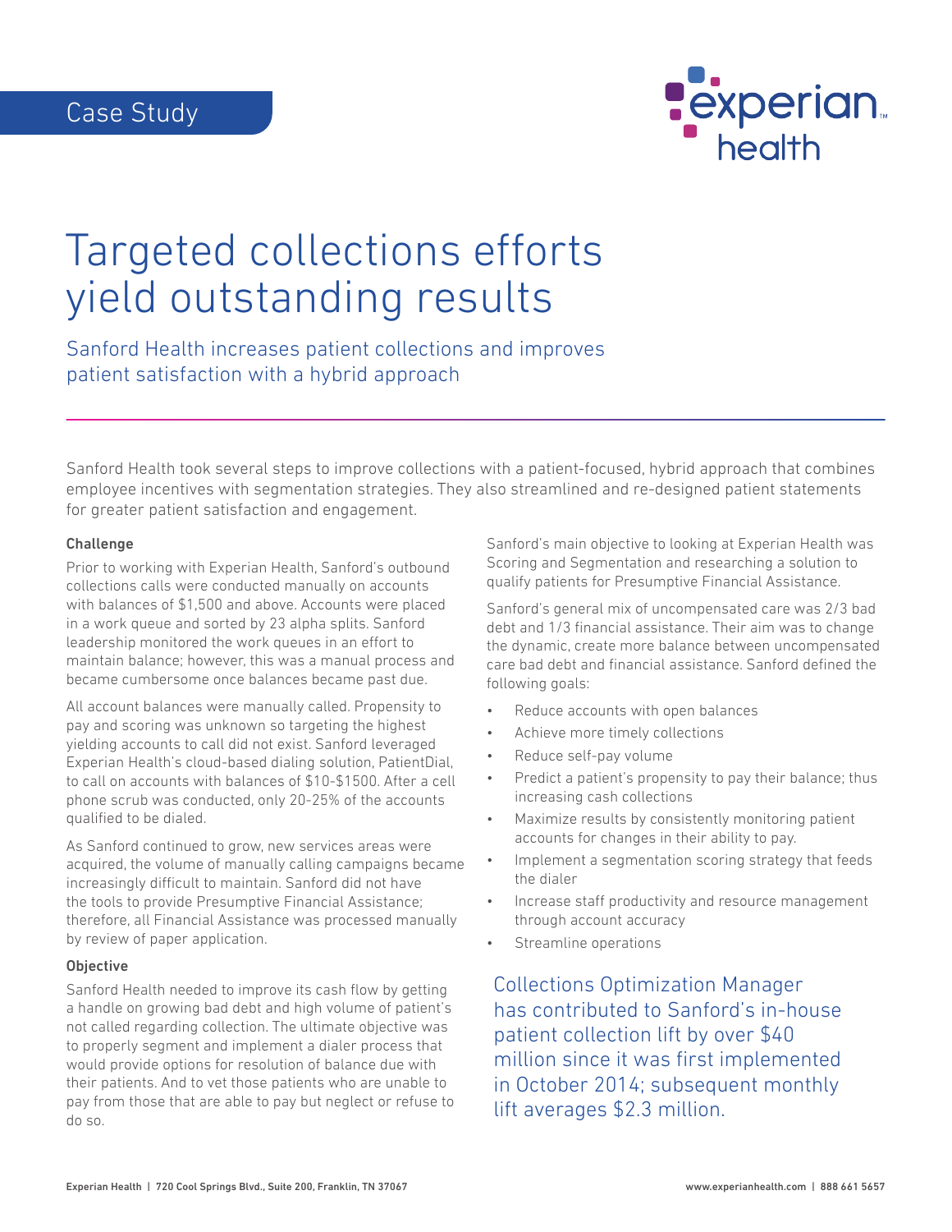Case Study

# Targeted collections efforts yield outstanding results

## Sanford Health increases patient collections and improves patient satisfaction with a hybrid approach

Sanford Health took several steps to improve collections with a patient-focused, hybrid approach that combines employee incentives with segmentation strategies. They also streamlined and re-designed patient statements for greater patient satisfaction and engagement.

### Challenge

Prior to working with Experian Health, Sanford's outbound collections calls were conducted manually on accounts with balances of $1,500 and above. Accounts were placed in a work queue and sorted by 23 alpha splits. Sanford leadership monitored the work queues in an effort to maintain balance; however, this was a manual process and became cumbersome once balances became past due.

All account balances were manually called. Propensity to pay and scoring was unknown so targeting the highest yielding accounts to call did not exist. Sanford leveraged Experian Health's cloud-based dialing solution, PatientDial, to call on accounts with balances of $10-$1500. After a cell phone scrub was conducted, only 20-25% of the accounts qualified to be dialed.

As Sanford continued to grow, new services areas were acquired, the volume of manually calling campaigns became increasingly difficult to maintain. Sanford did not have the tools to provide Presumptive Financial Assistance; therefore, all Financial Assistance was processed manually by review of paper application.

### Objective

Sanford Health needed to improve its cash flow by getting a handle on growing bad debt and high volume of patient's not called regarding collection. The ultimate objective was to properly segment and implement a dialer process that would provide options for resolution of balance due with their patients. And to vet those patients who are unable to pay from those that are able to pay but neglect or refuse to do so.

Sanford's main objective to looking at Experian Health was Scoring and Segmentation and researching a solution to qualify patients for Presumptive Financial Assistance.

Sanford's general mix of uncompensated care was 2/3 bad debt and 1/3 financial assistance. Their aim was to change the dynamic, create more balance between uncompensated care bad debt and financial assistance. Sanford defined the following goals:

- Reduce accounts with open balances
- Achieve more timely collections
- Reduce self-pay volume
- Predict a patient's propensity to pay their balance; thus increasing cash collections
- Maximize results by consistently monitoring patient accounts for changes in their ability to pay.
- Implement a segmentation scoring strategy that feeds the dialer
- Increase staff productivity and resource management through account accuracy
- Streamline operations

Collections Optimization Manager has contributed to Sanford's in-house patient collection lift by over $40 million since it was first implemented in October 2014; subsequent monthly lift averages $2.3 million.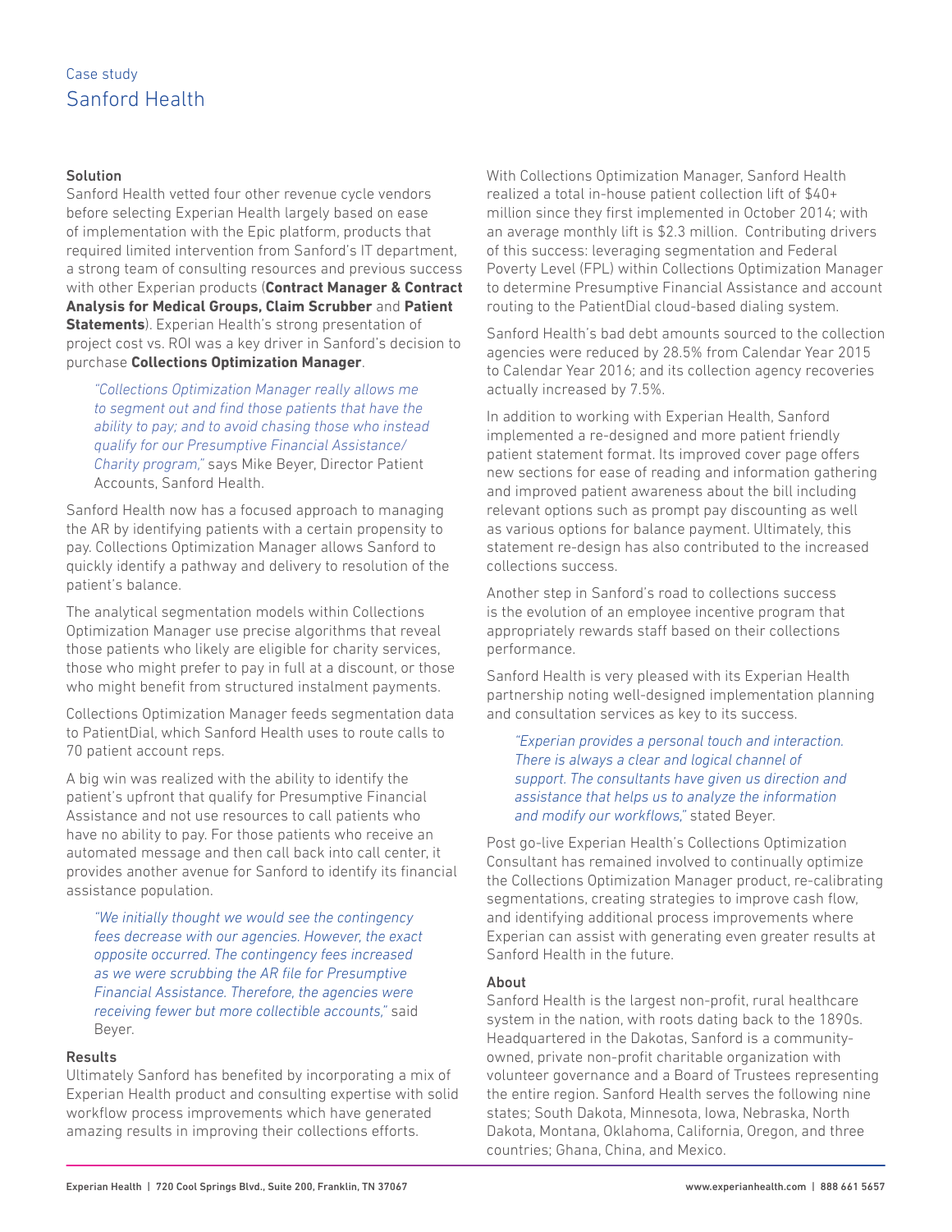Case study

# Sanford Health

### Solution

Sanford Health vetted four other revenue cycle vendors before selecting Experian Health largely based on ease of implementation with the Epic platform, products that required limited intervention from Sanford's IT department, a strong team of consulting resources and previous success with other Experian products (**Contract Manager & Contract Analysis for Medical Groups, Claim Scrubber** and **Patient Statements**). Experian Health's strong presentation of project cost vs. ROI was a key driver in Sanford's decision to purchase **Collections Optimization Manager**.

> *"Collections Optimization Manager really allows me to segment out and find those patients that have the ability to pay; and to avoid chasing those who instead qualify for our Presumptive Financial Assistance/ Charity program,"* says Mike Beyer, Director Patient Accounts, Sanford Health.

Sanford Health now has a focused approach to managing the AR by identifying patients with a certain propensity to pay. Collections Optimization Manager allows Sanford to quickly identify a pathway and delivery to resolution of the patient's balance.

The analytical segmentation models within Collections Optimization Manager use precise algorithms that reveal those patients who likely are eligible for charity services, those who might prefer to pay in full at a discount, or those who might benefit from structured instalment payments.

Collections Optimization Manager feeds segmentation data to PatientDial, which Sanford Health uses to route calls to 70 patient account reps.

A big win was realized with the ability to identify the patient's upfront that qualify for Presumptive Financial Assistance and not use resources to call patients who have no ability to pay. For those patients who receive an automated message and then call back into call center, it provides another avenue for Sanford to identify its financial assistance population.

> *"We initially thought we would see the contingency fees decrease with our agencies. However, the exact opposite occurred. The contingency fees increased as we were scrubbing the AR file for Presumptive Financial Assistance. Therefore, the agencies were receiving fewer but more collectible accounts,"* said Beyer.

### Results

Ultimately Sanford has benefited by incorporating a mix of Experian Health product and consulting expertise with solid workflow process improvements which have generated amazing results in improving their collections efforts.

With Collections Optimization Manager, Sanford Health realized a total in-house patient collection lift of $40+ million since they first implemented in October 2014; with an average monthly lift is $2.3 million. Contributing drivers of this success: leveraging segmentation and Federal Poverty Level (FPL) within Collections Optimization Manager to determine Presumptive Financial Assistance and account routing to the PatientDial cloud-based dialing system.

Sanford Health's bad debt amounts sourced to the collection agencies were reduced by 28.5% from Calendar Year 2015 to Calendar Year 2016; and its collection agency recoveries actually increased by 7.5%.

In addition to working with Experian Health, Sanford implemented a re-designed and more patient friendly patient statement format. Its improved cover page offers new sections for ease of reading and information gathering and improved patient awareness about the bill including relevant options such as prompt pay discounting as well as various options for balance payment. Ultimately, this statement re-design has also contributed to the increased collections success.

Another step in Sanford's road to collections success is the evolution of an employee incentive program that appropriately rewards staff based on their collections performance.

Sanford Health is very pleased with its Experian Health partnership noting well-designed implementation planning and consultation services as key to its success.

> *"Experian provides a personal touch and interaction. There is always a clear and logical channel of support. The consultants have given us direction and assistance that helps us to analyze the information and modify our workflows,"* stated Beyer.

Post go-live Experian Health's Collections Optimization Consultant has remained involved to continually optimize the Collections Optimization Manager product, re-calibrating segmentations, creating strategies to improve cash flow, and identifying additional process improvements where Experian can assist with generating even greater results at Sanford Health in the future.

### About

Sanford Health is the largest non-profit, rural healthcare system in the nation, with roots dating back to the 1890s. Headquartered in the Dakotas, Sanford is a community-owned, private non-profit charitable organization with volunteer governance and a Board of Trustees representing the entire region. Sanford Health serves the following nine states; South Dakota, Minnesota, Iowa, Nebraska, North Dakota, Montana, Oklahoma, California, Oregon, and three countries; Ghana, China, and Mexico.

Experian Health | 720 Cool Springs Blvd., Suite 200, Franklin, TN 37067

www.experianhealth.com | 888 661 5657